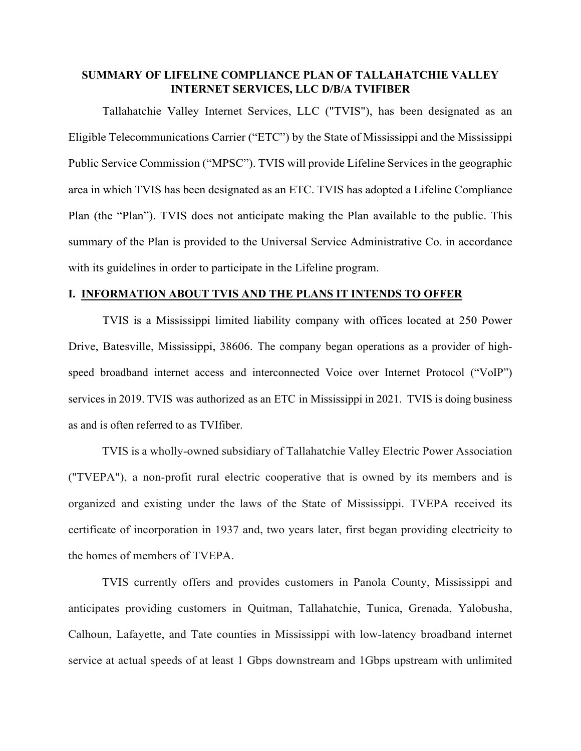# SUMMARY OF LIFELINE COMPLIANCE PLAN OF TALLAHATCHIE VALLEY INTERNET SERVICES, LLC D/B/A TVIFIBER

Tallahatchie Valley Internet Services, LLC ("TVIS"), has been designated as an Eligible Telecommunications Carrier ("ETC") by the State of Mississippi and the Mississippi Public Service Commission ("MPSC"). TVIS will provide Lifeline Services in the geographic area in which TVIS has been designated as an ETC. TVIS has adopted a Lifeline Compliance Plan (the "Plan"). TVIS does not anticipate making the Plan available to the public. This summary of the Plan is provided to the Universal Service Administrative Co. in accordance with its guidelines in order to participate in the Lifeline program.

## I. INFORMATION ABOUT TVIS AND THE PLANS IT INTENDS TO OFFER

TVIS is a Mississippi limited liability company with offices located at 250 Power Drive, Batesville, Mississippi, 38606. The company began operations as a provider of high-speed broadband internet access and interconnected Voice over Internet Protocol ("VoIP") services in 2019. TVIS was authorized as an ETC in Mississippi in 2021. TVIS is doing business as and is often referred to as TVIfiber.

TVIS is a wholly-owned subsidiary of Tallahatchie Valley Electric Power Association ("TVEPA"), a non-profit rural electric cooperative that is owned by its members and is organized and existing under the laws of the State of Mississippi. TVEPA received its certificate of incorporation in 1937 and, two years later, first began providing electricity to the homes of members of TVEPA.

TVIS currently offers and provides customers in Panola County, Mississippi and anticipates providing customers in Quitman, Tallahatchie, Tunica, Grenada, Yalobusha, Calhoun, Lafayette, and Tate counties in Mississippi with low-latency broadband internet service at actual speeds of at least 1 Gbps downstream and 1Gbps upstream with unlimited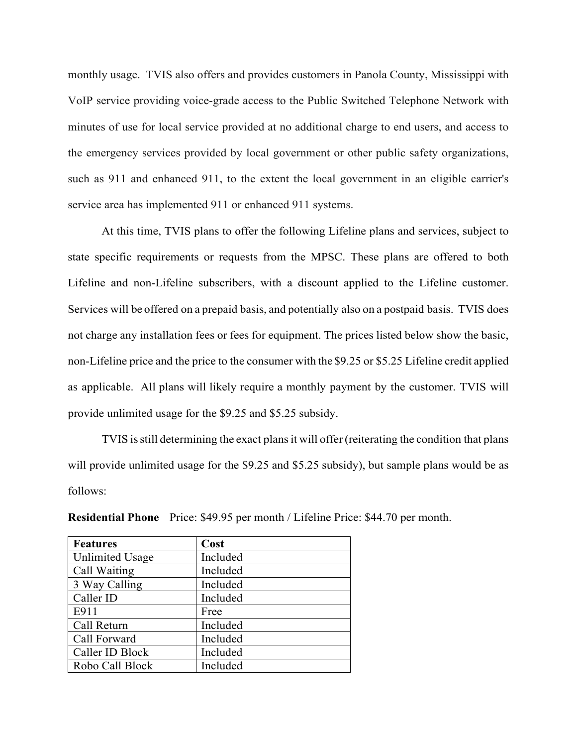monthly usage. TVIS also offers and provides customers in Panola County, Mississippi with VoIP service providing voice-grade access to the Public Switched Telephone Network with minutes of use for local service provided at no additional charge to end users, and access to the emergency services provided by local government or other public safety organizations, such as 911 and enhanced 911, to the extent the local government in an eligible carrier's service area has implemented 911 or enhanced 911 systems.

At this time, TVIS plans to offer the following Lifeline plans and services, subject to state specific requirements or requests from the MPSC. These plans are offered to both Lifeline and non-Lifeline subscribers, with a discount applied to the Lifeline customer. Services will be offered on a prepaid basis, and potentially also on a postpaid basis. TVIS does not charge any installation fees or fees for equipment. The prices listed below show the basic, non-Lifeline price and the price to the consumer with the $9.25 or $5.25 Lifeline credit applied as applicable. All plans will likely require a monthly payment by the customer. TVIS will provide unlimited usage for the $9.25 and $5.25 subsidy.

TVIS is still determining the exact plans it will offer (reiterating the condition that plans will provide unlimited usage for the $9.25 and $5.25 subsidy), but sample plans would be as follows:

**Residential Phone** Price: $49.95 per month / Lifeline Price: $44.70 per month.

| Features | Cost |
|---|---|
| Unlimited Usage | Included |
| Call Waiting | Included |
| 3 Way Calling | Included |
| Caller ID | Included |
| E911 | Free |
| Call Return | Included |
| Call Forward | Included |
| Caller ID Block | Included |
| Robo Call Block | Included |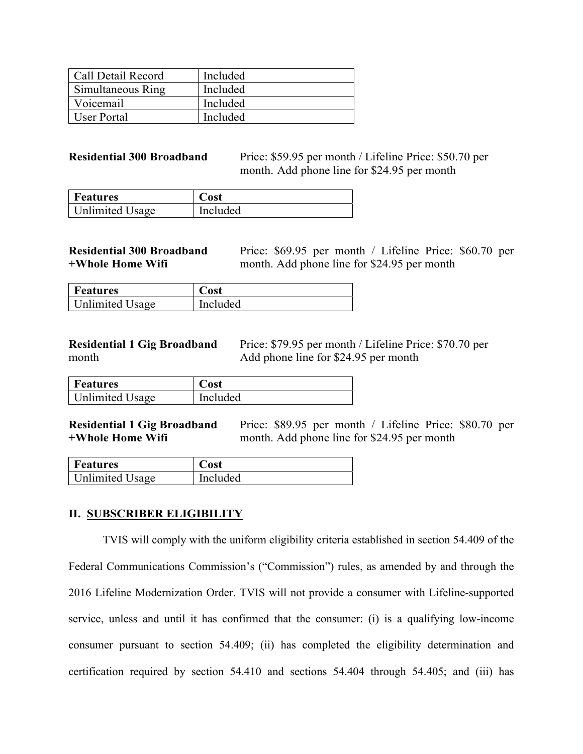| Call Detail Record | Included |
|---|---|
| Simultaneous Ring | Included |
| Voicemail | Included |
| User Portal | Included |

**Residential 300 Broadband** Price: $59.95 per month / Lifeline Price: $50.70 per month. Add phone line for $24.95 per month

| Features | Cost |
|---|---|
| Unlimited Usage | Included |

**Residential 300 Broadband +Whole Home Wifi** Price: $69.95 per month / Lifeline Price: $60.70 per month. Add phone line for $24.95 per month

| Features | Cost |
|---|---|
| Unlimited Usage | Included |

**Residential 1 Gig Broadband** month Price: $79.95 per month / Lifeline Price: $70.70 per Add phone line for $24.95 per month

| Features | Cost |
|---|---|
| Unlimited Usage | Included |

**Residential 1 Gig Broadband +Whole Home Wifi** Price: $89.95 per month / Lifeline Price: $80.70 per month. Add phone line for $24.95 per month

| Features | Cost |
|---|---|
| Unlimited Usage | Included |

## II. SUBSCRIBER ELIGIBILITY

TVIS will comply with the uniform eligibility criteria established in section 54.409 of the Federal Communications Commission's ("Commission") rules, as amended by and through the 2016 Lifeline Modernization Order. TVIS will not provide a consumer with Lifeline-supported service, unless and until it has confirmed that the consumer: (i) is a qualifying low-income consumer pursuant to section 54.409; (ii) has completed the eligibility determination and certification required by section 54.410 and sections 54.404 through 54.405; and (iii) has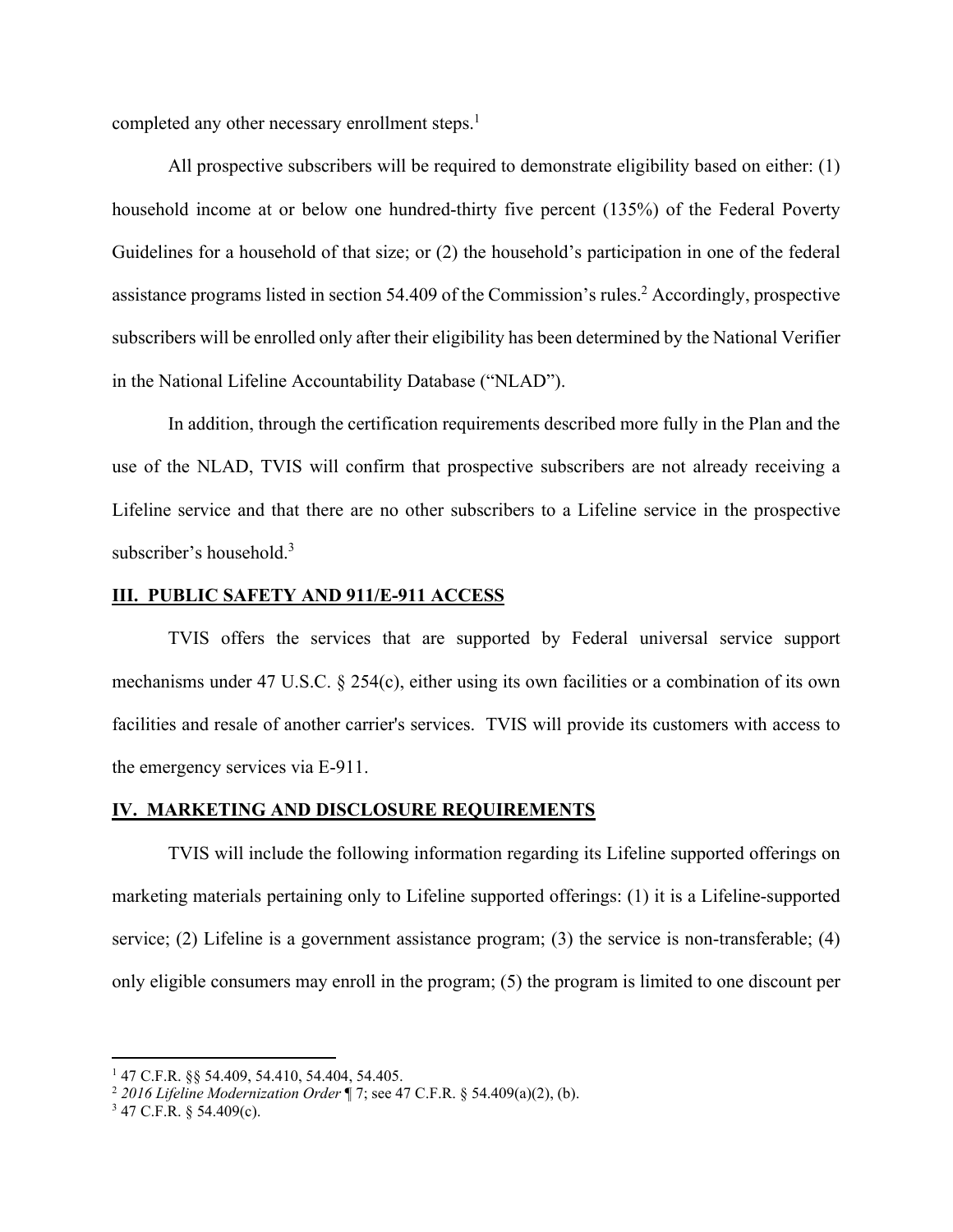completed any other necessary enrollment steps.[1]

All prospective subscribers will be required to demonstrate eligibility based on either: (1) household income at or below one hundred-thirty five percent (135%) of the Federal Poverty Guidelines for a household of that size; or (2) the household's participation in one of the federal assistance programs listed in section 54.409 of the Commission's rules.[2] Accordingly, prospective subscribers will be enrolled only after their eligibility has been determined by the National Verifier in the National Lifeline Accountability Database ("NLAD").

In addition, through the certification requirements described more fully in the Plan and the use of the NLAD, TVIS will confirm that prospective subscribers are not already receiving a Lifeline service and that there are no other subscribers to a Lifeline service in the prospective subscriber's household.[3]

## III. PUBLIC SAFETY AND 911/E-911 ACCESS

TVIS offers the services that are supported by Federal universal service support mechanisms under 47 U.S.C. § 254(c), either using its own facilities or a combination of its own facilities and resale of another carrier's services. TVIS will provide its customers with access to the emergency services via E-911.

## IV. MARKETING AND DISCLOSURE REQUIREMENTS

TVIS will include the following information regarding its Lifeline supported offerings on marketing materials pertaining only to Lifeline supported offerings: (1) it is a Lifeline-supported service; (2) Lifeline is a government assistance program; (3) the service is non-transferable; (4) only eligible consumers may enroll in the program; (5) the program is limited to one discount per

---

[1] 47 C.F.R. §§ 54.409, 54.410, 54.404, 54.405.

[2] *2016 Lifeline Modernization Order* ¶ 7; see 47 C.F.R. § 54.409(a)(2), (b).

[3] 47 C.F.R. § 54.409(c).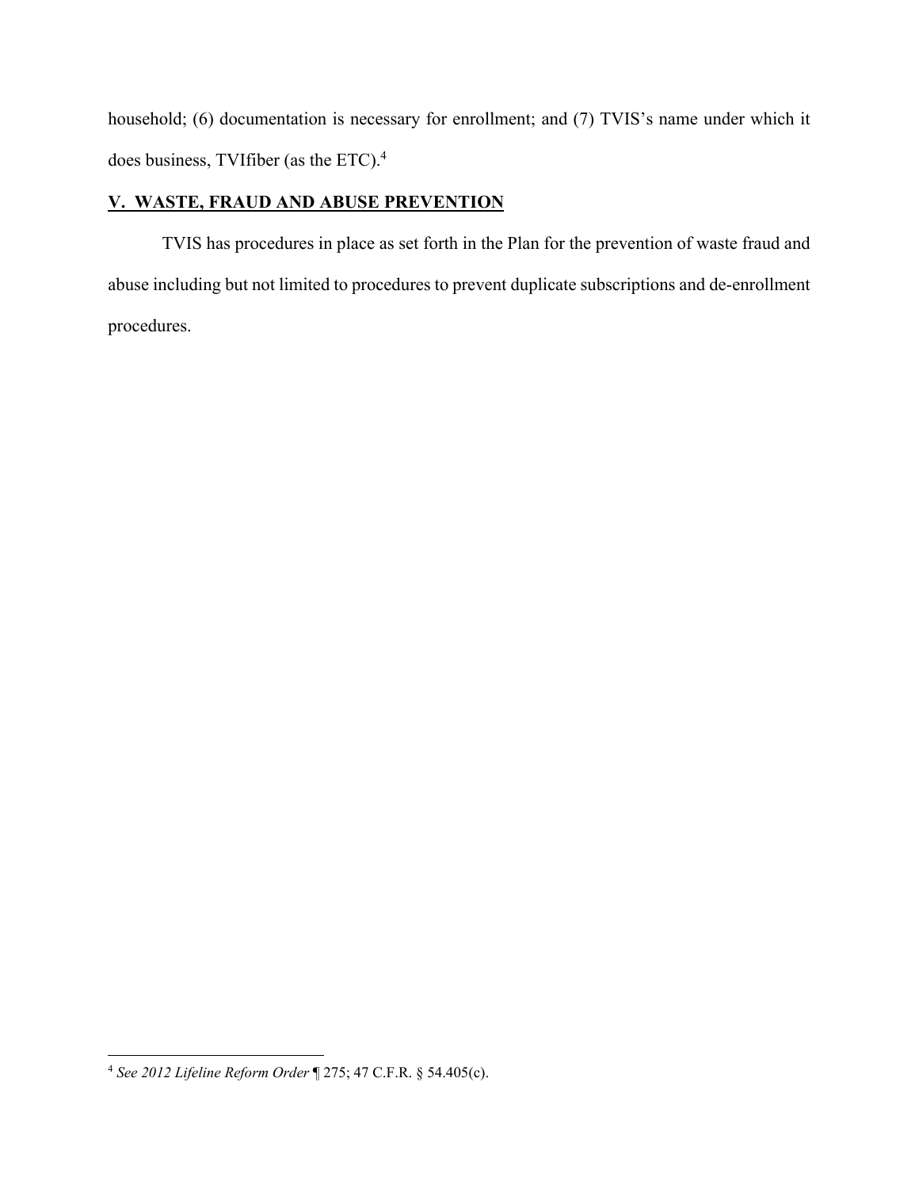household; (6) documentation is necessary for enrollment; and (7) TVIS's name under which it does business, TVIfiber (as the ETC).[4]

## V. WASTE, FRAUD AND ABUSE PREVENTION

TVIS has procedures in place as set forth in the Plan for the prevention of waste fraud and abuse including but not limited to procedures to prevent duplicate subscriptions and de-enrollment procedures.

---

[4] *See 2012 Lifeline Reform Order* ¶ 275; 47 C.F.R. § 54.405(c).